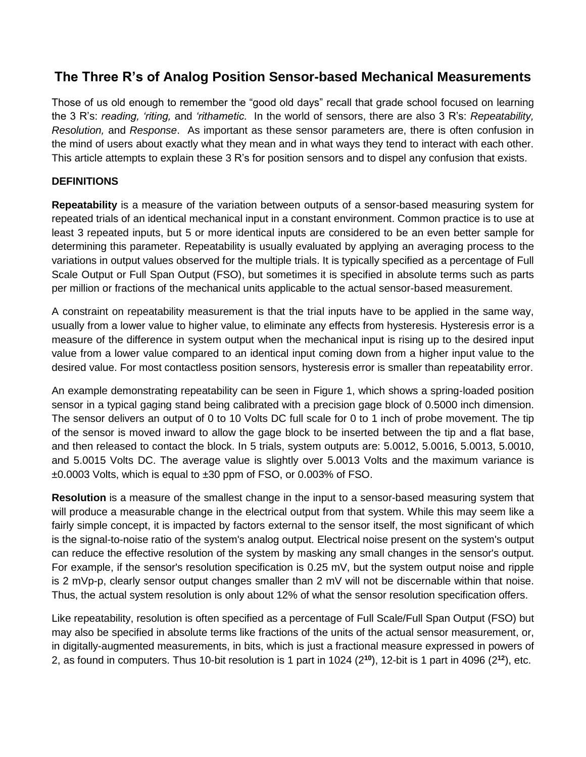# The Three R's of Analog Position Sensor-based Mechanical Measurements

Those of us old enough to remember the "good old days" recall that grade school focused on learning the 3 R's: *reading, 'riting,* and *'rithametic*. In the world of sensors, there are also 3 R's: *Repeatability, Resolution,* and *Response*. As important as these sensor parameters are, there is often confusion in the mind of users about exactly what they mean and in what ways they tend to interact with each other. This article attempts to explain these 3 R's for position sensors and to dispel any confusion that exists.

## DEFINITIONS

**Repeatability** is a measure of the variation between outputs of a sensor-based measuring system for repeated trials of an identical mechanical input in a constant environment. Common practice is to use at least 3 repeated inputs, but 5 or more identical inputs are considered to be an even better sample for determining this parameter. Repeatability is usually evaluated by applying an averaging process to the variations in output values observed for the multiple trials. It is typically specified as a percentage of Full Scale Output or Full Span Output (FSO), but sometimes it is specified in absolute terms such as parts per million or fractions of the mechanical units applicable to the actual sensor-based measurement.

A constraint on repeatability measurement is that the trial inputs have to be applied in the same way, usually from a lower value to higher value, to eliminate any effects from hysteresis. Hysteresis error is a measure of the difference in system output when the mechanical input is rising up to the desired input value from a lower value compared to an identical input coming down from a higher input value to the desired value. For most contactless position sensors, hysteresis error is smaller than repeatability error.

An example demonstrating repeatability can be seen in Figure 1, which shows a spring-loaded position sensor in a typical gaging stand being calibrated with a precision gage block of 0.5000 inch dimension. The sensor delivers an output of 0 to 10 Volts DC full scale for 0 to 1 inch of probe movement. The tip of the sensor is moved inward to allow the gage block to be inserted between the tip and a flat base, and then released to contact the block. In 5 trials, system outputs are: 5.0012, 5.0016, 5.0013, 5.0010, and 5.0015 Volts DC. The average value is slightly over 5.0013 Volts and the maximum variance is ±0.0003 Volts, which is equal to ±30 ppm of FSO, or 0.003% of FSO.

**Resolution** is a measure of the smallest change in the input to a sensor-based measuring system that will produce a measurable change in the electrical output from that system. While this may seem like a fairly simple concept, it is impacted by factors external to the sensor itself, the most significant of which is the signal-to-noise ratio of the system's analog output. Electrical noise present on the system's output can reduce the effective resolution of the system by masking any small changes in the sensor's output. For example, if the sensor's resolution specification is 0.25 mV, but the system output noise and ripple is 2 mVp-p, clearly sensor output changes smaller than 2 mV will not be discernable within that noise. Thus, the actual system resolution is only about 12% of what the sensor resolution specification offers.

Like repeatability, resolution is often specified as a percentage of Full Scale/Full Span Output (FSO) but may also be specified in absolute terms like fractions of the units of the actual sensor measurement, or, in digitally-augmented measurements, in bits, which is just a fractional measure expressed in powers of 2, as found in computers. Thus 10-bit resolution is 1 part in 1024 ($2^{10}$), 12-bit is 1 part in 4096 ($2^{12}$), etc.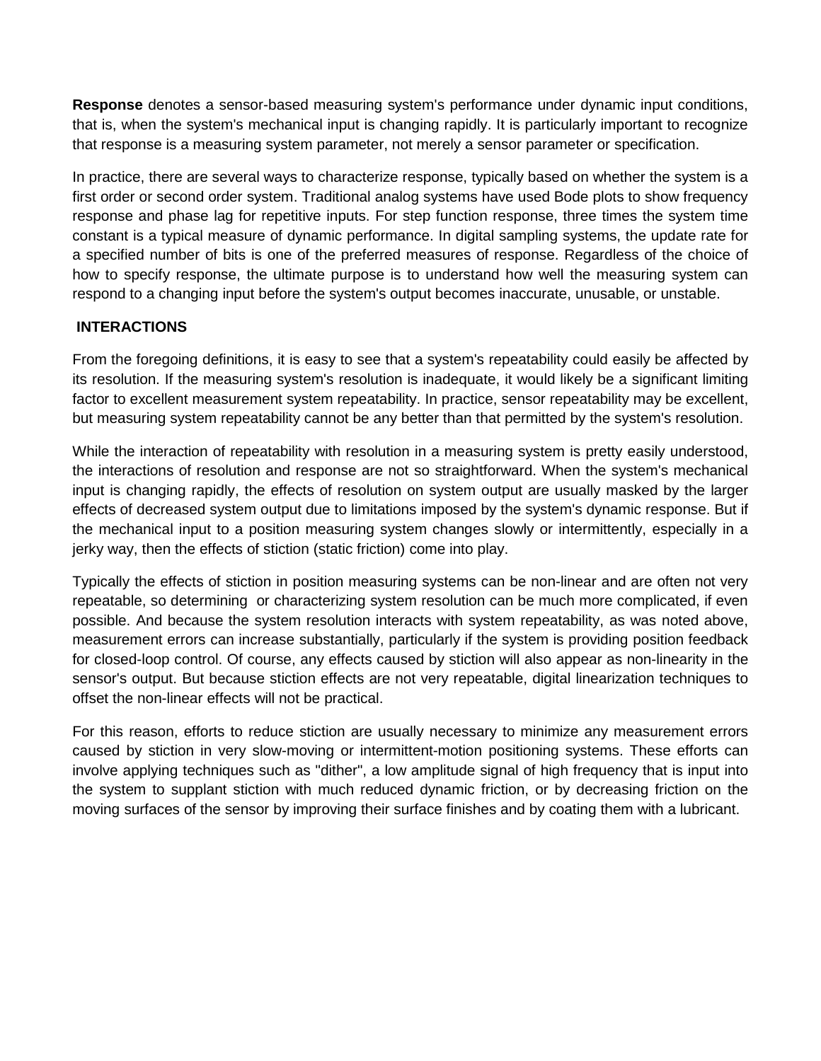**Response** denotes a sensor-based measuring system's performance under dynamic input conditions, that is, when the system's mechanical input is changing rapidly. It is particularly important to recognize that response is a measuring system parameter, not merely a sensor parameter or specification.

In practice, there are several ways to characterize response, typically based on whether the system is a first order or second order system. Traditional analog systems have used Bode plots to show frequency response and phase lag for repetitive inputs. For step function response, three times the system time constant is a typical measure of dynamic performance. In digital sampling systems, the update rate for a specified number of bits is one of the preferred measures of response. Regardless of the choice of how to specify response, the ultimate purpose is to understand how well the measuring system can respond to a changing input before the system's output becomes inaccurate, unusable, or unstable.

## INTERACTIONS

From the foregoing definitions, it is easy to see that a system's repeatability could easily be affected by its resolution. If the measuring system's resolution is inadequate, it would likely be a significant limiting factor to excellent measurement system repeatability. In practice, sensor repeatability may be excellent, but measuring system repeatability cannot be any better than that permitted by the system's resolution.

While the interaction of repeatability with resolution in a measuring system is pretty easily understood, the interactions of resolution and response are not so straightforward. When the system's mechanical input is changing rapidly, the effects of resolution on system output are usually masked by the larger effects of decreased system output due to limitations imposed by the system's dynamic response. But if the mechanical input to a position measuring system changes slowly or intermittently, especially in a jerky way, then the effects of stiction (static friction) come into play.

Typically the effects of stiction in position measuring systems can be non-linear and are often not very repeatable, so determining or characterizing system resolution can be much more complicated, if even possible. And because the system resolution interacts with system repeatability, as was noted above, measurement errors can increase substantially, particularly if the system is providing position feedback for closed-loop control. Of course, any effects caused by stiction will also appear as non-linearity in the sensor's output. But because stiction effects are not very repeatable, digital linearization techniques to offset the non-linear effects will not be practical.

For this reason, efforts to reduce stiction are usually necessary to minimize any measurement errors caused by stiction in very slow-moving or intermittent-motion positioning systems. These efforts can involve applying techniques such as "dither", a low amplitude signal of high frequency that is input into the system to supplant stiction with much reduced dynamic friction, or by decreasing friction on the moving surfaces of the sensor by improving their surface finishes and by coating them with a lubricant.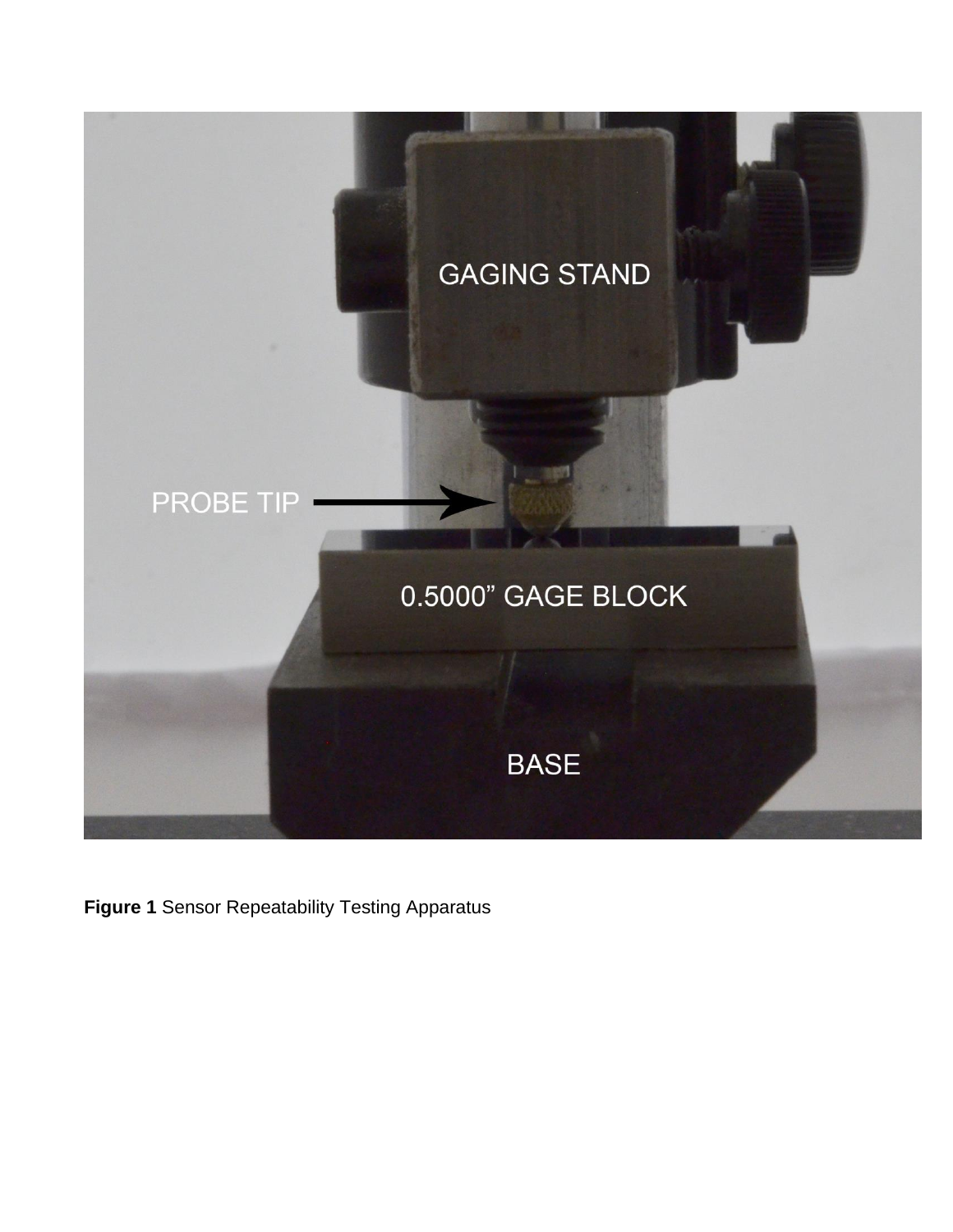GAGING STAND

PROBE TIP

0.5000" GAGE BLOCK

BASE

**Figure 1** Sensor Repeatability Testing Apparatus